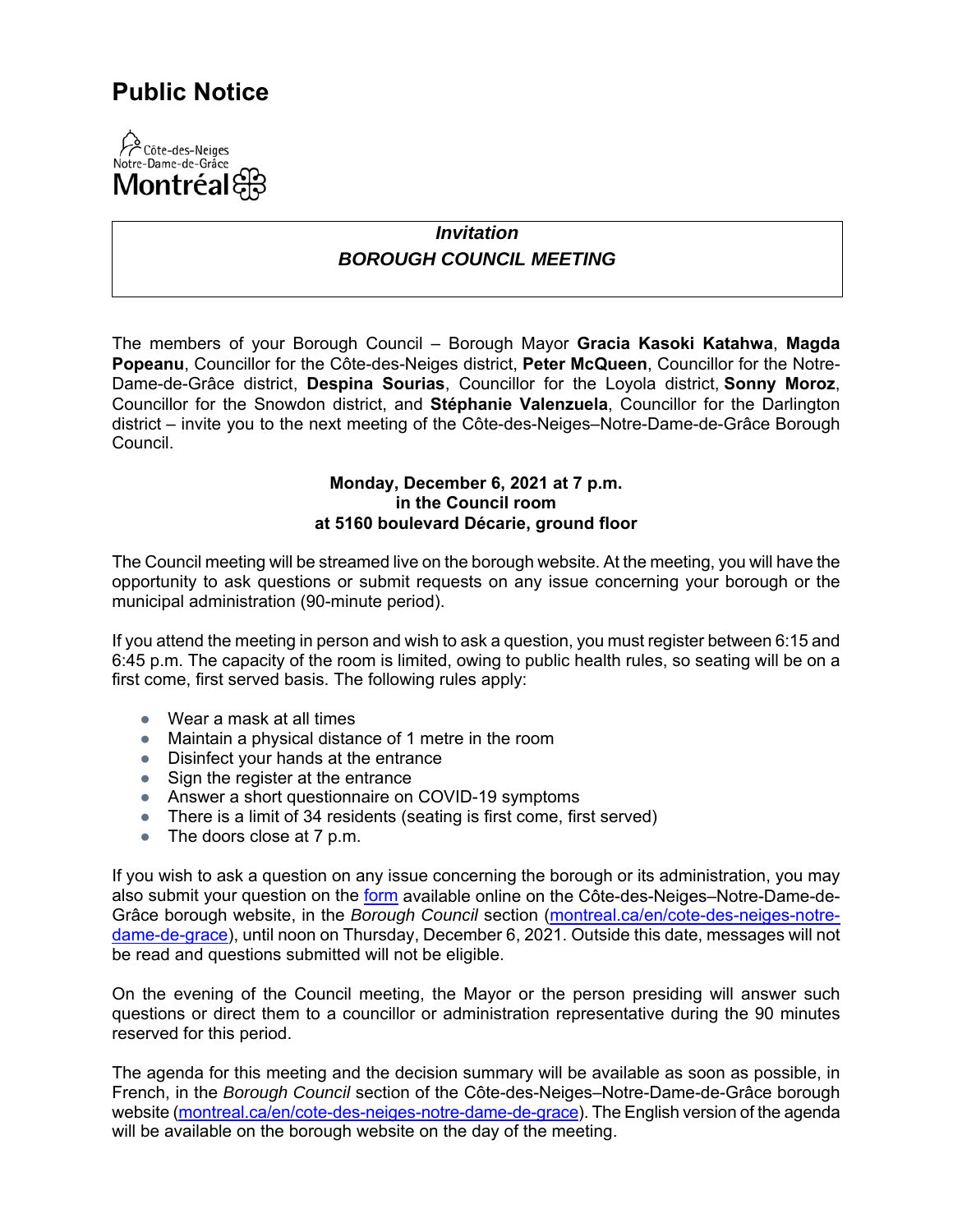# Public Notice

Côte-des-Neiges
Notre-Dame-de-Grâce
Montréal

***Invitation***
***BOROUGH COUNCIL MEETING***

The members of your Borough Council – Borough Mayor **Gracia Kasoki Katahwa**, **Magda Popeanu**, Councillor for the Côte-des-Neiges district, **Peter McQueen**, Councillor for the Notre-Dame-de-Grâce district, **Despina Sourias**, Councillor for the Loyola district, **Sonny Moroz**, Councillor for the Snowdon district, and **Stéphanie Valenzuela**, Councillor for the Darlington district – invite you to the next meeting of the Côte-des-Neiges–Notre-Dame-de-Grâce Borough Council.

**Monday, December 6, 2021 at 7 p.m.**
**in the Council room**
**at 5160 boulevard Décarie, ground floor**

The Council meeting will be streamed live on the borough website. At the meeting, you will have the opportunity to ask questions or submit requests on any issue concerning your borough or the municipal administration (90-minute period).

If you attend the meeting in person and wish to ask a question, you must register between 6:15 and 6:45 p.m. The capacity of the room is limited, owing to public health rules, so seating will be on a first come, first served basis. The following rules apply:

- Wear a mask at all times
- Maintain a physical distance of 1 metre in the room
- Disinfect your hands at the entrance
- Sign the register at the entrance
- Answer a short questionnaire on COVID-19 symptoms
- There is a limit of 34 residents (seating is first come, first served)
- The doors close at 7 p.m.

If you wish to ask a question on any issue concerning the borough or its administration, you may also submit your question on the form available online on the Côte-des-Neiges–Notre-Dame-de-Grâce borough website, in the *Borough Council* section (montreal.ca/en/cote-des-neiges-notre-dame-de-grace), until noon on Thursday, December 6, 2021. Outside this date, messages will not be read and questions submitted will not be eligible.

On the evening of the Council meeting, the Mayor or the person presiding will answer such questions or direct them to a councillor or administration representative during the 90 minutes reserved for this period.

The agenda for this meeting and the decision summary will be available as soon as possible, in French, in the *Borough Council* section of the Côte-des-Neiges–Notre-Dame-de-Grâce borough website (montreal.ca/en/cote-des-neiges-notre-dame-de-grace). The English version of the agenda will be available on the borough website on the day of the meeting.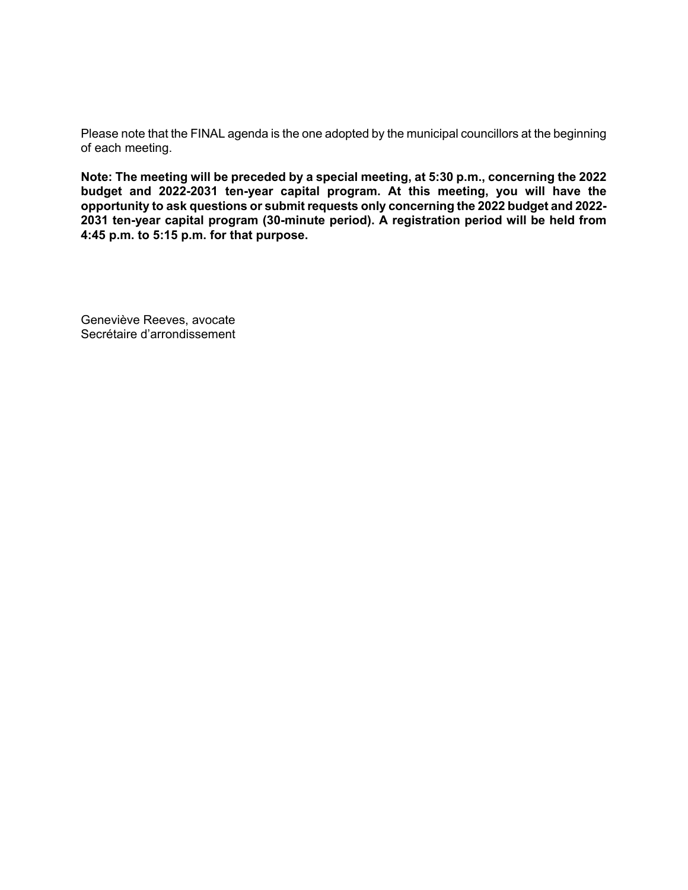Please note that the FINAL agenda is the one adopted by the municipal councillors at the beginning of each meeting.

**Note: The meeting will be preceded by a special meeting, at 5:30 p.m., concerning the 2022 budget and 2022-2031 ten-year capital program. At this meeting, you will have the opportunity to ask questions or submit requests only concerning the 2022 budget and 2022-2031 ten-year capital program (30-minute period). A registration period will be held from 4:45 p.m. to 5:15 p.m. for that purpose.**

Geneviève Reeves, avocate
Secrétaire d'arrondissement